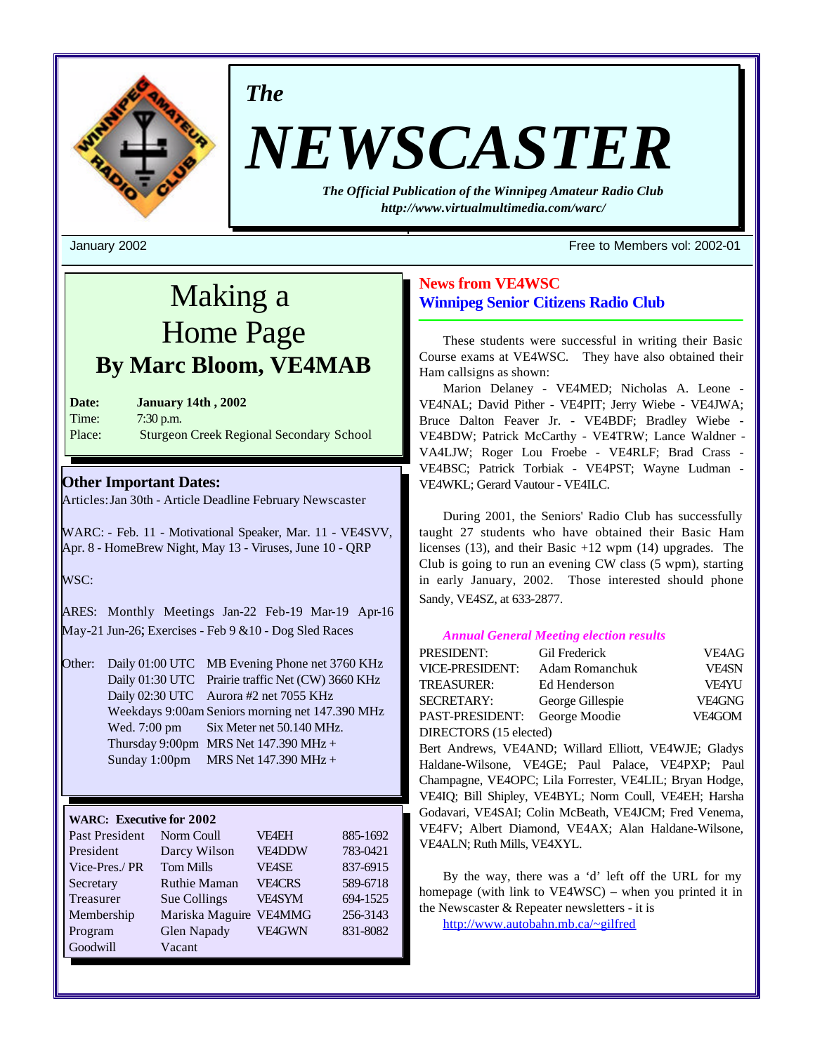*The*

# NEWSCASTER

***The Official Publication of the Winnipeg Amateur Radio Club***
***http://www.virtualmultimedia.com/warc/***

January 2002 — Free to Members vol: 2002-01

## Making a Home Page
## By Marc Bloom, VE4MAB

**Date:** **January 14th , 2002**
Time: 7:30 p.m.
Place: Sturgeon Creek Regional Secondary School

### Other Important Dates:

Articles: Jan 30th - Article Deadline February Newscaster

WARC: - Feb. 11 - Motivational Speaker, Mar. 11 - VE4SVV, Apr. 8 - HomeBrew Night, May 13 - Viruses, June 10 - QRP

WSC:

ARES: Monthly Meetings Jan-22 Feb-19 Mar-19 Apr-16 May-21 Jun-26; Exercises - Feb 9 &10 - Dog Sled Races

| | | |
|---|---|---|
| Other: | Daily 01:00 UTC | MB Evening Phone net 3760 KHz |
| | Daily 01:30 UTC | Prairie traffic Net (CW) 3660 KHz |
| | Daily 02:30 UTC | Aurora #2 net 7055 KHz |
| | Weekdays 9:00am | Seniors morning net 147.390 MHz |
| | Wed. 7:00 pm | Six Meter net 50.140 MHz. |
| | Thursday 9:00pm | MRS Net 147.390 MHz + |
| | Sunday 1:00pm | MRS Net 147.390 MHz + |

**WARC: Executive for 2002**

| | | | |
|---|---|---|---|
| Past President | Norm Coull | VE4EH | 885-1692 |
| President | Darcy Wilson | VE4DDW | 783-0421 |
| Vice-Pres./ PR | Tom Mills | VE4SE | 837-6915 |
| Secretary | Ruthie Maman | VE4CRS | 589-6718 |
| Treasurer | Sue Collings | VE4SYM | 694-1525 |
| Membership | Mariska Maguire | VE4MMG | 256-3143 |
| Program | Glen Napady | VE4GWN | 831-8082 |
| Goodwill | Vacant | | |

## News from VE4WSC
## Winnipeg Senior Citizens Radio Club

These students were successful in writing their Basic Course exams at VE4WSC. They have also obtained their Ham callsigns as shown:

Marion Delaney - VE4MED; Nicholas A. Leone - VE4NAL; David Pither - VE4PIT; Jerry Wiebe - VE4JWA; Bruce Dalton Feaver Jr. - VE4BDF; Bradley Wiebe - VE4BDW; Patrick McCarthy - VE4TRW; Lance Waldner - VA4LJW; Roger Lou Froebe - VE4RLF; Brad Crass - VE4BSC; Patrick Torbiak - VE4PST; Wayne Ludman - VE4WKL; Gerard Vautour - VE4ILC.

During 2001, the Seniors' Radio Club has successfully taught 27 students who have obtained their Basic Ham licenses (13), and their Basic +12 wpm (14) upgrades. The Club is going to run an evening CW class (5 wpm), starting in early January, 2002. Those interested should phone Sandy, VE4SZ, at 633-2877.

***Annual General Meeting election results***

| | | |
|---|---|---|
| PRESIDENT: | Gil Frederick | VE4AG |
| VICE-PRESIDENT: | Adam Romanchuk | VE4SN |
| TREASURER: | Ed Henderson | VE4YU |
| SECRETARY: | George Gillespie | VE4GNG |
| PAST-PRESIDENT: | George Moodie | VE4GOM |

DIRECTORS (15 elected)

Bert Andrews, VE4AND; Willard Elliott, VE4WJE; Gladys Haldane-Wilsone, VE4GE; Paul Palace, VE4PXP; Paul Champagne, VE4OPC; Lila Forrester, VE4LIL; Bryan Hodge, VE4IQ; Bill Shipley, VE4BYL; Norm Coull, VE4EH; Harsha Godavari, VE4SAI; Colin McBeath, VE4JCM; Fred Venema, VE4FV; Albert Diamond, VE4AX; Alan Haldane-Wilsone, VE4ALN; Ruth Mills, VE4XYL.

By the way, there was a 'd' left off the URL for my homepage (with link to VE4WSC) – when you printed it in the Newscaster & Repeater newsletters - it is
http://www.autobahn.mb.ca/~gilfred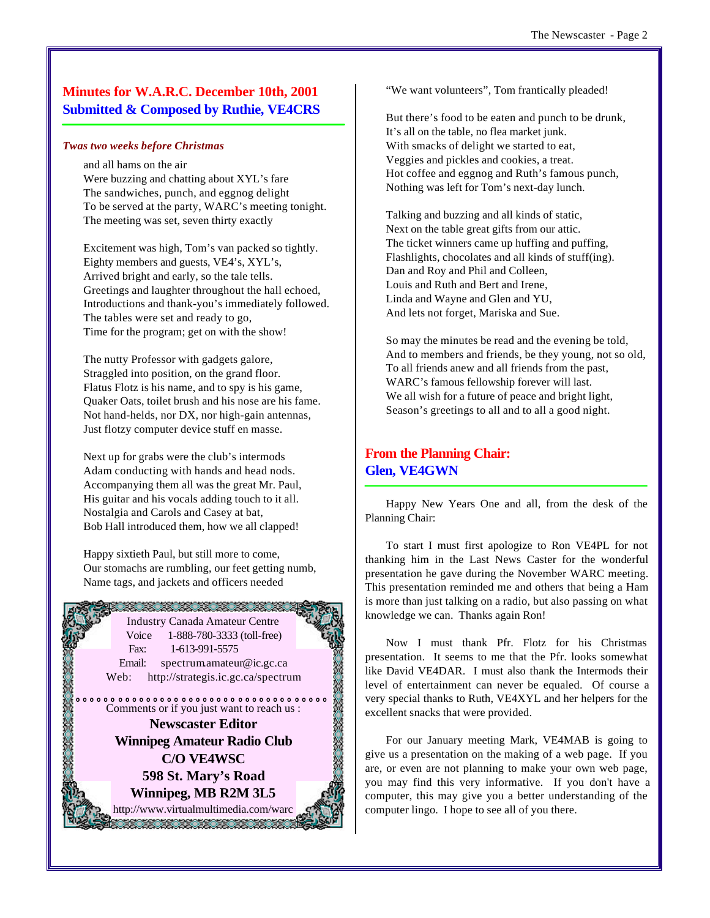## Minutes for W.A.R.C. December 10th, 2001
## Submitted & Composed by Ruthie, VE4CRS

*Twas two weeks before Christmas*

and all hams on the air
Were buzzing and chatting about XYL's fare
The sandwiches, punch, and eggnog delight
To be served at the party, WARC's meeting tonight.
The meeting was set, seven thirty exactly

Excitement was high, Tom's van packed so tightly.
Eighty members and guests, VE4's, XYL's,
Arrived bright and early, so the tale tells.
Greetings and laughter throughout the hall echoed,
Introductions and thank-you's immediately followed.
The tables were set and ready to go,
Time for the program; get on with the show!

The nutty Professor with gadgets galore,
Straggled into position, on the grand floor.
Flatus Flotz is his name, and to spy is his game,
Quaker Oats, toilet brush and his nose are his fame.
Not hand-helds, nor DX, nor high-gain antennas,
Just flotzy computer device stuff en masse.

Next up for grabs were the club's intermods
Adam conducting with hands and head nods.
Accompanying them all was the great Mr. Paul,
His guitar and his vocals adding touch to it all.
Nostalgia and Carols and Casey at bat,
Bob Hall introduced them, how we all clapped!

Happy sixtieth Paul, but still more to come,
Our stomachs are rumbling, our feet getting numb,
Name tags, and jackets and officers needed

"We want volunteers", Tom frantically pleaded!

But there's food to be eaten and punch to be drunk,
It's all on the table, no flea market junk.
With smacks of delight we started to eat,
Veggies and pickles and cookies, a treat.
Hot coffee and eggnog and Ruth's famous punch,
Nothing was left for Tom's next-day lunch.

Talking and buzzing and all kinds of static,
Next on the table great gifts from our attic.
The ticket winners came up huffing and puffing,
Flashlights, chocolates and all kinds of stuff(ing).
Dan and Roy and Phil and Colleen,
Louis and Ruth and Bert and Irene,
Linda and Wayne and Glen and YU,
And lets not forget, Mariska and Sue.

So may the minutes be read and the evening be told,
And to members and friends, be they young, not so old,
To all friends anew and all friends from the past,
WARC's famous fellowship forever will last.
We all wish for a future of peace and bright light,
Season's greetings to all and to all a good night.

## From the Planning Chair:
## Glen, VE4GWN

Happy New Years One and all, from the desk of the Planning Chair:

To start I must first apologize to Ron VE4PL for not thanking him in the Last News Caster for the wonderful presentation he gave during the November WARC meeting. This presentation reminded me and others that being a Ham is more than just talking on a radio, but also passing on what knowledge we can. Thanks again Ron!

Now I must thank Pfr. Flotz for his Christmas presentation. It seems to me that the Pfr. looks somewhat like David VE4DAR. I must also thank the Intermods their level of entertainment can never be equaled. Of course a very special thanks to Ruth, VE4XYL and her helpers for the excellent snacks that were provided.

For our January meeting Mark, VE4MAB is going to give us a presentation on the making of a web page. If you are, or even are not planning to make your own web page, you may find this very informative. If you don't have a computer, this may give you a better understanding of the computer lingo. I hope to see all of you there.

---

Industry Canada Amateur Centre
Voice 1-888-780-3333 (toll-free)
Fax: 1-613-991-5575
Email: spectrum.amateur@ic.gc.ca
Web: http://strategis.ic.gc.ca/spectrum

Comments or if you just want to reach us :

**Newscaster Editor**
**Winnipeg Amateur Radio Club**
**C/O VE4WSC**
**598 St. Mary's Road**
**Winnipeg, MB R2M 3L5**
http://www.virtualmultimedia.com/warc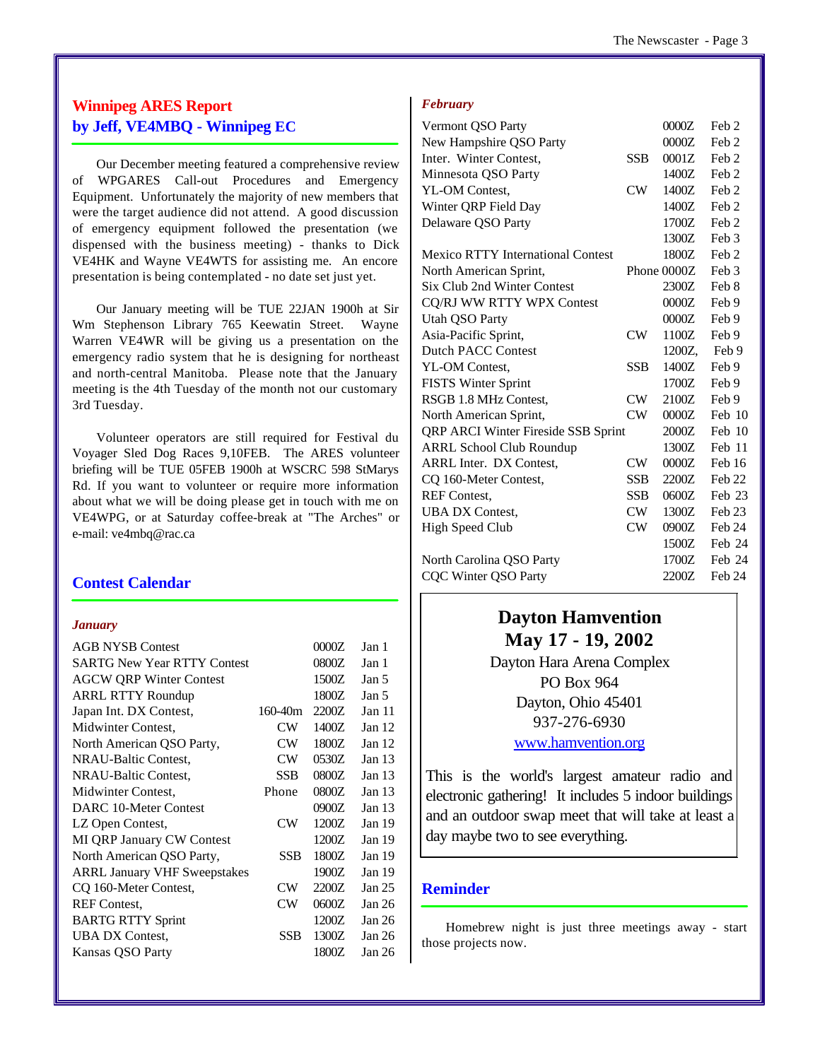## Winnipeg ARES Report
## by Jeff, VE4MBQ - Winnipeg EC

Our December meeting featured a comprehensive review of WPGARES Call-out Procedures and Emergency Equipment. Unfortunately the majority of new members that were the target audience did not attend. A good discussion of emergency equipment followed the presentation (we dispensed with the business meeting) - thanks to Dick VE4HK and Wayne VE4WTS for assisting me. An encore presentation is being contemplated - no date set just yet.

Our January meeting will be TUE 22JAN 1900h at Sir Wm Stephenson Library 765 Keewatin Street. Wayne Warren VE4WR will be giving us a presentation on the emergency radio system that he is designing for northeast and north-central Manitoba. Please note that the January meeting is the 4th Tuesday of the month not our customary 3rd Tuesday.

Volunteer operators are still required for Festival du Voyager Sled Dog Races 9,10FEB. The ARES volunteer briefing will be TUE 05FEB 1900h at WSCRC 598 StMarys Rd. If you want to volunteer or require more information about what we will be doing please get in touch with me on VE4WPG, or at Saturday coffee-break at "The Arches" or e-mail: ve4mbq@rac.ca

## Contest Calendar

*January*

| | | | |
|---|---|---|---|
| AGB NYSB Contest | | 0000Z | Jan 1 |
| SARTG New Year RTTY Contest | | 0800Z | Jan 1 |
| AGCW QRP Winter Contest | | 1500Z | Jan 5 |
| ARRL RTTY Roundup | | 1800Z | Jan 5 |
| Japan Int. DX Contest, | 160-40m | 2200Z | Jan 11 |
| Midwinter Contest, | CW | 1400Z | Jan 12 |
| North American QSO Party, | CW | 1800Z | Jan 12 |
| NRAU-Baltic Contest, | CW | 0530Z | Jan 13 |
| NRAU-Baltic Contest, | SSB | 0800Z | Jan 13 |
| Midwinter Contest, | Phone | 0800Z | Jan 13 |
| DARC 10-Meter Contest | | 0900Z | Jan 13 |
| LZ Open Contest, | CW | 1200Z | Jan 19 |
| MI QRP January CW Contest | | 1200Z | Jan 19 |
| North American QSO Party, | SSB | 1800Z | Jan 19 |
| ARRL January VHF Sweepstakes | | 1900Z | Jan 19 |
| CQ 160-Meter Contest, | CW | 2200Z | Jan 25 |
| REF Contest, | CW | 0600Z | Jan 26 |
| BARTG RTTY Sprint | | 1200Z | Jan 26 |
| UBA DX Contest, | SSB | 1300Z | Jan 26 |
| Kansas QSO Party | | 1800Z | Jan 26 |

*February*

| | | | |
|---|---|---|---|
| Vermont QSO Party | | 0000Z | Feb 2 |
| New Hampshire QSO Party | | 0000Z | Feb 2 |
| Inter. Winter Contest, | SSB | 0001Z | Feb 2 |
| Minnesota QSO Party | | 1400Z | Feb 2 |
| YL-OM Contest, | CW | 1400Z | Feb 2 |
| Winter QRP Field Day | | 1400Z | Feb 2 |
| Delaware QSO Party | | 1700Z | Feb 2 |
| | | 1300Z | Feb 3 |
| Mexico RTTY International Contest | | 1800Z | Feb 2 |
| North American Sprint, | Phone | 0000Z | Feb 3 |
| Six Club 2nd Winter Contest | | 2300Z | Feb 8 |
| CQ/RJ WW RTTY WPX Contest | | 0000Z | Feb 9 |
| Utah QSO Party | | 0000Z | Feb 9 |
| Asia-Pacific Sprint, | CW | 1100Z | Feb 9 |
| Dutch PACC Contest | | 1200Z, | Feb 9 |
| YL-OM Contest, | SSB | 1400Z | Feb 9 |
| FISTS Winter Sprint | | 1700Z | Feb 9 |
| RSGB 1.8 MHz Contest, | CW | 2100Z | Feb 9 |
| North American Sprint, | CW | 0000Z | Feb 10 |
| QRP ARCI Winter Fireside SSB Sprint | | 2000Z | Feb 10 |
| ARRL School Club Roundup | | 1300Z | Feb 11 |
| ARRL Inter. DX Contest, | CW | 0000Z | Feb 16 |
| CQ 160-Meter Contest, | SSB | 2200Z | Feb 22 |
| REF Contest, | SSB | 0600Z | Feb 23 |
| UBA DX Contest, | CW | 1300Z | Feb 23 |
| High Speed Club | CW | 0900Z | Feb 24 |
| | | 1500Z | Feb 24 |
| North Carolina QSO Party | | 1700Z | Feb 24 |
| CQC Winter QSO Party | | 2200Z | Feb 24 |

## Dayton Hamvention
## May 17 - 19, 2002

Dayton Hara Arena Complex
PO Box 964
Dayton, Ohio 45401
937-276-6930
www.hamvention.org

This is the world's largest amateur radio and electronic gathering! It includes 5 indoor buildings and an outdoor swap meet that will take at least a day maybe two to see everything.

## Reminder

Homebrew night is just three meetings away - start those projects now.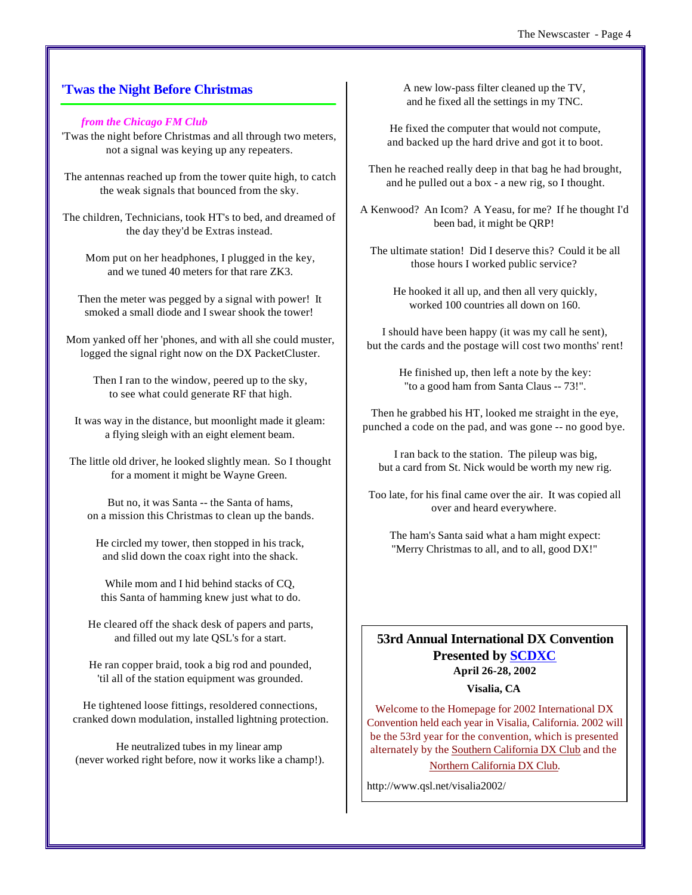## 'Twas the Night Before Christmas

*from the Chicago FM Club*

'Twas the night before Christmas and all through two meters,
not a signal was keying up any repeaters.

The antennas reached up from the tower quite high, to catch
the weak signals that bounced from the sky.

The children, Technicians, took HT's to bed, and dreamed of
the day they'd be Extras instead.

Mom put on her headphones, I plugged in the key,
and we tuned 40 meters for that rare ZK3.

Then the meter was pegged by a signal with power! It
smoked a small diode and I swear shook the tower!

Mom yanked off her 'phones, and with all she could muster,
logged the signal right now on the DX PacketCluster.

Then I ran to the window, peered up to the sky,
to see what could generate RF that high.

It was way in the distance, but moonlight made it gleam:
a flying sleigh with an eight element beam.

The little old driver, he looked slightly mean. So I thought
for a moment it might be Wayne Green.

But no, it was Santa -- the Santa of hams,
on a mission this Christmas to clean up the bands.

He circled my tower, then stopped in his track,
and slid down the coax right into the shack.

While mom and I hid behind stacks of CQ,
this Santa of hamming knew just what to do.

He cleared off the shack desk of papers and parts,
and filled out my late QSL's for a start.

He ran copper braid, took a big rod and pounded,
'til all of the station equipment was grounded.

He tightened loose fittings, resoldered connections,
cranked down modulation, installed lightning protection.

He neutralized tubes in my linear amp
(never worked right before, now it works like a champ!).

A new low-pass filter cleaned up the TV,
and he fixed all the settings in my TNC.

He fixed the computer that would not compute,
and backed up the hard drive and got it to boot.

Then he reached really deep in that bag he had brought,
and he pulled out a box - a new rig, so I thought.

A Kenwood? An Icom? A Yeasu, for me? If he thought I'd
been bad, it might be QRP!

The ultimate station! Did I deserve this? Could it be all
those hours I worked public service?

He hooked it all up, and then all very quickly,
worked 100 countries all down on 160.

I should have been happy (it was my call he sent),
but the cards and the postage will cost two months' rent!

He finished up, then left a note by the key:
"to a good ham from Santa Claus -- 73!".

Then he grabbed his HT, looked me straight in the eye,
punched a code on the pad, and was gone -- no good bye.

I ran back to the station. The pileup was big,
but a card from St. Nick would be worth my new rig.

Too late, for his final came over the air. It was copied all
over and heard everywhere.

The ham's Santa said what a ham might expect:
"Merry Christmas to all, and to all, good DX!"

---

**53rd Annual International DX Convention**
**Presented by SCDXC**
**April 26-28, 2002**
**Visalia, CA**

Welcome to the Homepage for 2002 International DX Convention held each year in Visalia, California. 2002 will be the 53rd year for the convention, which is presented alternately by the Southern California DX Club and the Northern California DX Club.

http://www.qsl.net/visalia2002/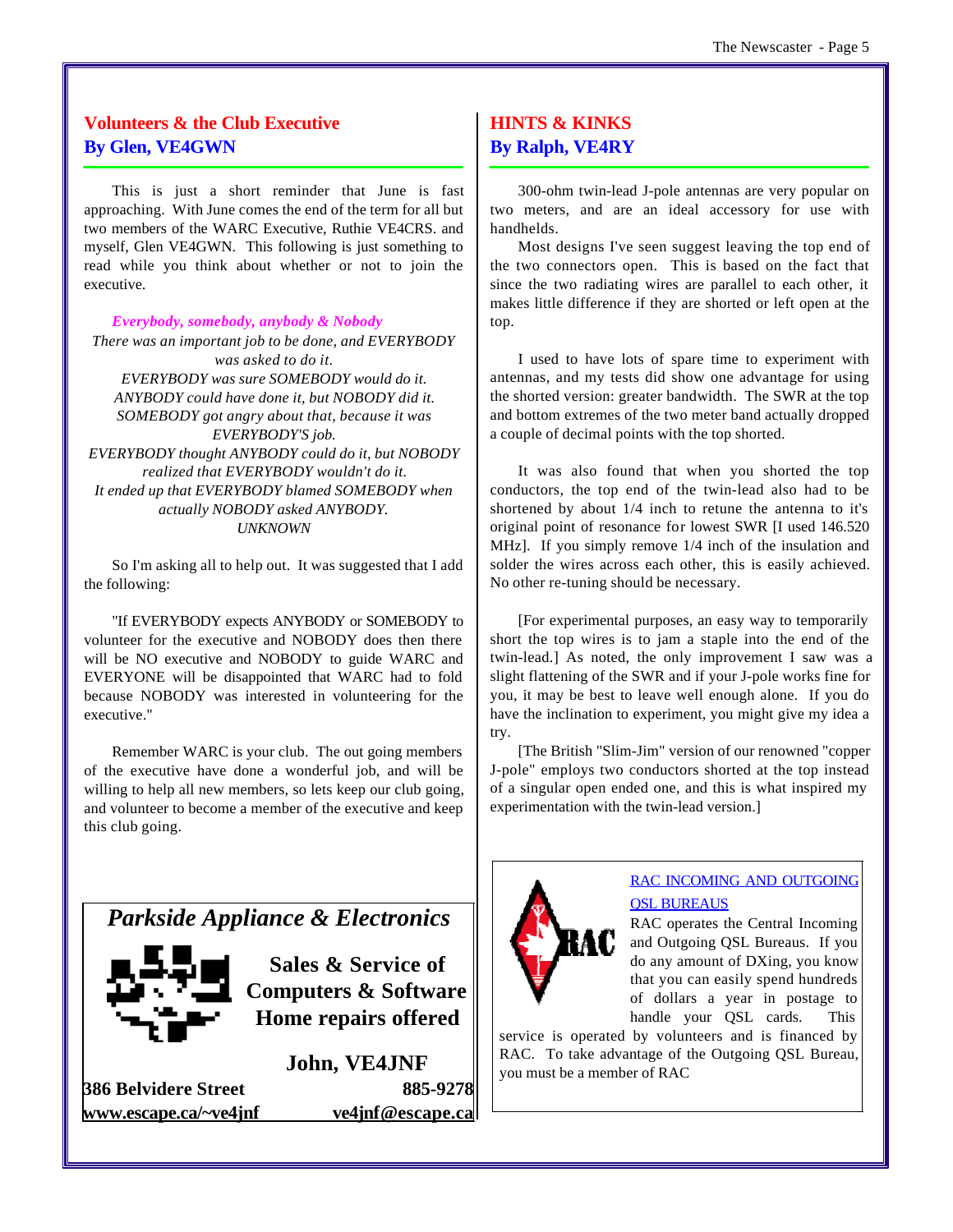## Volunteers & the Club Executive
## By Glen, VE4GWN

This is just a short reminder that June is fast approaching. With June comes the end of the term for all but two members of the WARC Executive, Ruthie VE4CRS. and myself, Glen VE4GWN. This following is just something to read while you think about whether or not to join the executive.

***Everybody, somebody, anybody & Nobody***

*There was an important job to be done, and EVERYBODY was asked to do it.*
*EVERYBODY was sure SOMEBODY would do it.*
*ANYBODY could have done it, but NOBODY did it.*
*SOMEBODY got angry about that, because it was EVERYBODY'S job.*
*EVERYBODY thought ANYBODY could do it, but NOBODY realized that EVERYBODY wouldn't do it.*
*It ended up that EVERYBODY blamed SOMEBODY when actually NOBODY asked ANYBODY.*
*UNKNOWN*

So I'm asking all to help out. It was suggested that I add the following:

"If EVERYBODY expects ANYBODY or SOMEBODY to volunteer for the executive and NOBODY does then there will be NO executive and NOBODY to guide WARC and EVERYONE will be disappointed that WARC had to fold because NOBODY was interested in volunteering for the executive."

Remember WARC is your club. The out going members of the executive have done a wonderful job, and will be willing to help all new members, so lets keep our club going, and volunteer to become a member of the executive and keep this club going.

***Parkside Appliance & Electronics***

**Sales & Service of Computers & Software**
**Home repairs offered**

**John, VE4JNF**

**386 Belvidere Street** **885-9278**
**www.escape.ca/~ve4jnf** **ve4jnf@escape.ca**

## HINTS & KINKS
## By Ralph, VE4RY

300-ohm twin-lead J-pole antennas are very popular on two meters, and are an ideal accessory for use with handhelds.

Most designs I've seen suggest leaving the top end of the two connectors open. This is based on the fact that since the two radiating wires are parallel to each other, it makes little difference if they are shorted or left open at the top.

I used to have lots of spare time to experiment with antennas, and my tests did show one advantage for using the shorted version: greater bandwidth. The SWR at the top and bottom extremes of the two meter band actually dropped a couple of decimal points with the top shorted.

It was also found that when you shorted the top conductors, the top end of the twin-lead also had to be shortened by about 1/4 inch to retune the antenna to it's original point of resonance for lowest SWR [I used 146.520 MHz]. If you simply remove 1/4 inch of the insulation and solder the wires across each other, this is easily achieved. No other re-tuning should be necessary.

[For experimental purposes, an easy way to temporarily short the top wires is to jam a staple into the end of the twin-lead.] As noted, the only improvement I saw was a slight flattening of the SWR and if your J-pole works fine for you, it may be best to leave well enough alone. If you do have the inclination to experiment, you might give my idea a try.

[The British "Slim-Jim" version of our renowned "copper J-pole" employs two conductors shorted at the top instead of a singular open ended one, and this is what inspired my experimentation with the twin-lead version.]

RAC INCOMING AND OUTGOING QSL BUREAUS

RAC operates the Central Incoming and Outgoing QSL Bureaus. If you do any amount of DXing, you know that you can easily spend hundreds of dollars a year in postage to handle your QSL cards. This service is operated by volunteers and is financed by RAC. To take advantage of the Outgoing QSL Bureau, you must be a member of RAC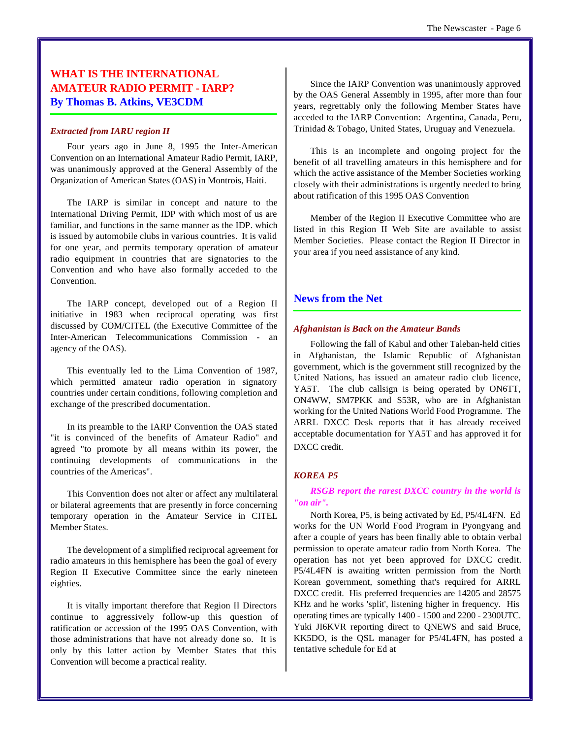## WHAT IS THE INTERNATIONAL AMATEUR RADIO PERMIT - IARP?
### By Thomas B. Atkins, VE3CDM

*Extracted from IARU region II*

Four years ago in June 8, 1995 the Inter-American Convention on an International Amateur Radio Permit, IARP, was unanimously approved at the General Assembly of the Organization of American States (OAS) in Montrois, Haiti.

The IARP is similar in concept and nature to the International Driving Permit, IDP with which most of us are familiar, and functions in the same manner as the IDP. which is issued by automobile clubs in various countries. It is valid for one year, and permits temporary operation of amateur radio equipment in countries that are signatories to the Convention and who have also formally acceded to the Convention.

The IARP concept, developed out of a Region II initiative in 1983 when reciprocal operating was first discussed by COM/CITEL (the Executive Committee of the Inter-American Telecommunications Commission - an agency of the OAS).

This eventually led to the Lima Convention of 1987, which permitted amateur radio operation in signatory countries under certain conditions, following completion and exchange of the prescribed documentation.

In its preamble to the IARP Convention the OAS stated "it is convinced of the benefits of Amateur Radio" and agreed "to promote by all means within its power, the continuing developments of communications in the countries of the Americas".

This Convention does not alter or affect any multilateral or bilateral agreements that are presently in force concerning temporary operation in the Amateur Service in CITEL Member States.

The development of a simplified reciprocal agreement for radio amateurs in this hemisphere has been the goal of every Region II Executive Committee since the early nineteen eighties.

It is vitally important therefore that Region II Directors continue to aggressively follow-up this question of ratification or accession of the 1995 OAS Convention, with those administrations that have not already done so. It is only by this latter action by Member States that this Convention will become a practical reality.

Since the IARP Convention was unanimously approved by the OAS General Assembly in 1995, after more than four years, regrettably only the following Member States have acceded to the IARP Convention: Argentina, Canada, Peru, Trinidad & Tobago, United States, Uruguay and Venezuela.

This is an incomplete and ongoing project for the benefit of all travelling amateurs in this hemisphere and for which the active assistance of the Member Societies working closely with their administrations is urgently needed to bring about ratification of this 1995 OAS Convention

Member of the Region II Executive Committee who are listed in this Region II Web Site are available to assist Member Societies. Please contact the Region II Director in your area if you need assistance of any kind.

## News from the Net

*Afghanistan is Back on the Amateur Bands*

Following the fall of Kabul and other Taleban-held cities in Afghanistan, the Islamic Republic of Afghanistan government, which is the government still recognized by the United Nations, has issued an amateur radio club licence, YA5T. The club callsign is being operated by ON6TT, ON4WW, SM7PKK and S53R, who are in Afghanistan working for the United Nations World Food Programme. The ARRL DXCC Desk reports that it has already received acceptable documentation for YA5T and has approved it for DXCC credit.

*KOREA P5*

***RSGB report the rarest DXCC country in the world is "on air".***

North Korea, P5, is being activated by Ed, P5/4L4FN. Ed works for the UN World Food Program in Pyongyang and after a couple of years has been finally able to obtain verbal permission to operate amateur radio from North Korea. The operation has not yet been approved for DXCC credit. P5/4L4FN is awaiting written permission from the North Korean government, something that's required for ARRL DXCC credit. His preferred frequencies are 14205 and 28575 KHz and he works 'split', listening higher in frequency. His operating times are typically 1400 - 1500 and 2200 - 2300UTC. Yuki JI6KVR reporting direct to QNEWS and said Bruce, KK5DO, is the QSL manager for P5/4L4FN, has posted a tentative schedule for Ed at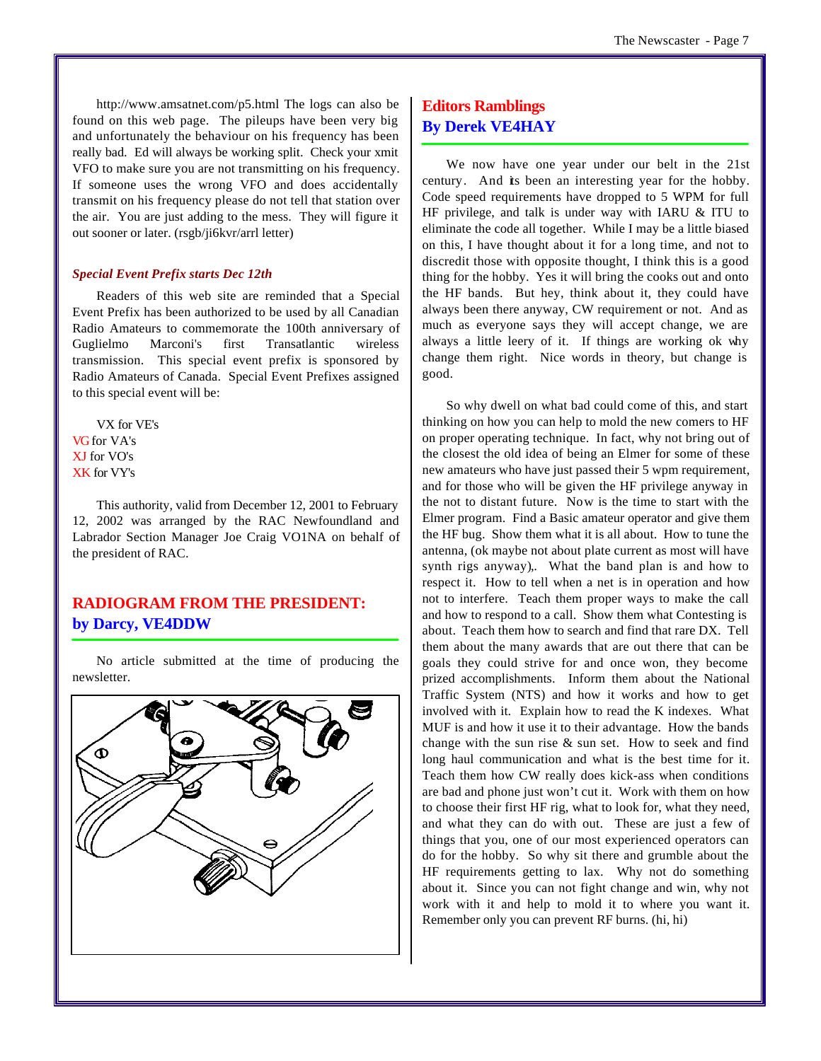http://www.amsatnet.com/p5.html The logs can also be found on this web page. The pileups have been very big and unfortunately the behaviour on his frequency has been really bad. Ed will always be working split. Check your xmit VFO to make sure you are not transmitting on his frequency. If someone uses the wrong VFO and does accidentally transmit on his frequency please do not tell that station over the air. You are just adding to the mess. They will figure it out sooner or later. (rsgb/ji6kvr/arrl letter)

### *Special Event Prefix starts Dec 12th*

Readers of this web site are reminded that a Special Event Prefix has been authorized to be used by all Canadian Radio Amateurs to commemorate the 100th anniversary of Guglielmo Marconi's first Transatlantic wireless transmission. This special event prefix is sponsored by Radio Amateurs of Canada. Special Event Prefixes assigned to this special event will be:

VX for VE's
VG for VA's
XJ for VO's
XK for VY's

This authority, valid from December 12, 2001 to February 12, 2002 was arranged by the RAC Newfoundland and Labrador Section Manager Joe Craig VO1NA on behalf of the president of RAC.

## RADIOGRAM FROM THE PRESIDENT:
## by Darcy, VE4DDW

No article submitted at the time of producing the newsletter.

## Editors Ramblings
## By Derek VE4HAY

We now have one year under our belt in the 21st century. And its been an interesting year for the hobby. Code speed requirements have dropped to 5 WPM for full HF privilege, and talk is under way with IARU & ITU to eliminate the code all together. While I may be a little biased on this, I have thought about it for a long time, and not to discredit those with opposite thought, I think this is a good thing for the hobby. Yes it will bring the cooks out and onto the HF bands. But hey, think about it, they could have always been there anyway, CW requirement or not. And as much as everyone says they will accept change, we are always a little leery of it. If things are working ok why change them right. Nice words in theory, but change is good.

So why dwell on what bad could come of this, and start thinking on how you can help to mold the new comers to HF on proper operating technique. In fact, why not bring out of the closest the old idea of being an Elmer for some of these new amateurs who have just passed their 5 wpm requirement, and for those who will be given the HF privilege anyway in the not to distant future. Now is the time to start with the Elmer program. Find a Basic amateur operator and give them the HF bug. Show them what it is all about. How to tune the antenna, (ok maybe not about plate current as most will have synth rigs anyway),. What the band plan is and how to respect it. How to tell when a net is in operation and how not to interfere. Teach them proper ways to make the call and how to respond to a call. Show them what Contesting is about. Teach them how to search and find that rare DX. Tell them about the many awards that are out there that can be goals they could strive for and once won, they become prized accomplishments. Inform them about the National Traffic System (NTS) and how it works and how to get involved with it. Explain how to read the K indexes. What MUF is and how it use it to their advantage. How the bands change with the sun rise & sun set. How to seek and find long haul communication and what is the best time for it. Teach them how CW really does kick-ass when conditions are bad and phone just won't cut it. Work with them on how to choose their first HF rig, what to look for, what they need, and what they can do with out. These are just a few of things that you, one of our most experienced operators can do for the hobby. So why sit there and grumble about the HF requirements getting to lax. Why not do something about it. Since you can not fight change and win, why not work with it and help to mold it to where you want it. Remember only you can prevent RF burns. (hi, hi)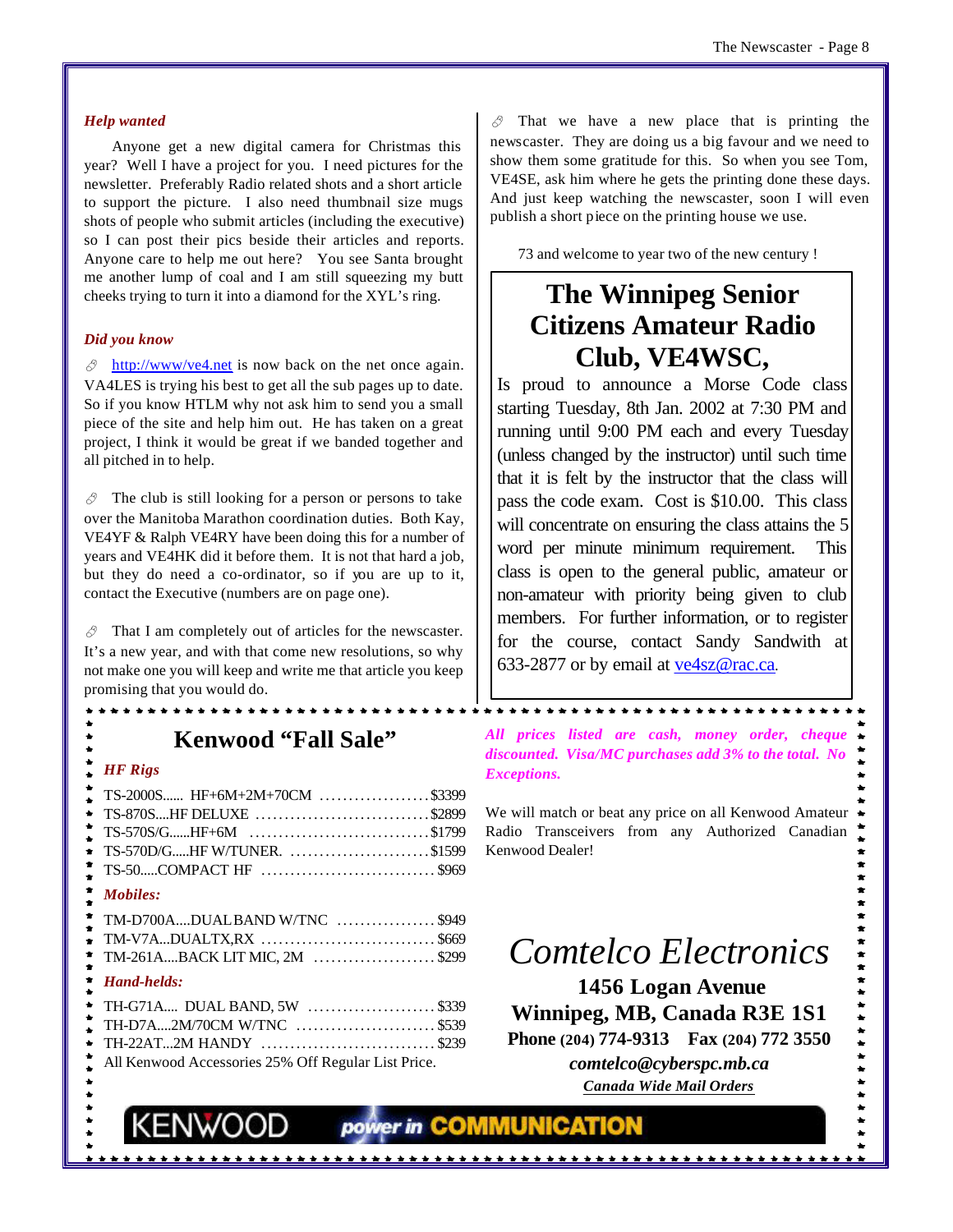### *Help wanted*

Anyone get a new digital camera for Christmas this year? Well I have a project for you. I need pictures for the newsletter. Preferably Radio related shots and a short article to support the picture. I also need thumbnail size mugs shots of people who submit articles (including the executive) so I can post their pics beside their articles and reports. Anyone care to help me out here? You see Santa brought me another lump of coal and I am still squeezing my butt cheeks trying to turn it into a diamond for the XYL's ring.

### *Did you know*

- http://www/ve4.net is now back on the net once again. VA4LES is trying his best to get all the sub pages up to date. So if you know HTLM why not ask him to send you a small piece of the site and help him out. He has taken on a great project, I think it would be great if we banded together and all pitched in to help.

- The club is still looking for a person or persons to take over the Manitoba Marathon coordination duties. Both Kay, VE4YF & Ralph VE4RY have been doing this for a number of years and VE4HK did it before them. It is not that hard a job, but they do need a co-ordinator, so if you are up to it, contact the Executive (numbers are on page one).

- That I am completely out of articles for the newscaster. It's a new year, and with that come new resolutions, so why not make one you will keep and write me that article you keep promising that you would do.

- That we have a new place that is printing the newscaster. They are doing us a big favour and we need to show them some gratitude for this. So when you see Tom, VE4SE, ask him where he gets the printing done these days. And just keep watching the newscaster, soon I will even publish a short piece on the printing house we use.

73 and welcome to year two of the new century !

## The Winnipeg Senior Citizens Amateur Radio Club, VE4WSC,

Is proud to announce a Morse Code class starting Tuesday, 8th Jan. 2002 at 7:30 PM and running until 9:00 PM each and every Tuesday (unless changed by the instructor) until such time that it is felt by the instructor that the class will pass the code exam. Cost is $10.00. This class will concentrate on ensuring the class attains the 5 word per minute minimum requirement. This class is open to the general public, amateur or non-amateur with priority being given to club members. For further information, or to register for the course, contact Sandy Sandwith at 633-2877 or by email at ve4sz@rac.ca.

## Kenwood "Fall Sale"

### *HF Rigs*

- TS-2000S...... HF+6M+2M+70CM ................... $3399
- TS-870S....HF DELUXE ................... $2899
- TS-570S/G......HF+6M ................... $1799
- TS-570D/G.....HF W/TUNER. ................... $1599
- TS-50.....COMPACT HF ................... $969

### *Mobiles:*

- TM-D700A....DUAL BAND W/TNC ................... $949
- TM-V7A...DUAL TX,RX ................... $669
- TM-261A....BACK LIT MIC, 2M ................... $299

### *Hand-helds:*

- TH-G71A.... DUAL BAND, 5W ................... $339
- TH-D7A....2M/70CM W/TNC ................... $539
- TH-22AT...2M HANDY ................... $239

All Kenwood Accessories 25% Off Regular List Price.

***All prices listed are cash, money order, cheque discounted. Visa/MC purchases add 3% to the total. No Exceptions.***

We will match or beat any price on all Kenwood Amateur Radio Transceivers from any Authorized Canadian Kenwood Dealer!

## *Comtelco Electronics*

**1456 Logan Avenue**
**Winnipeg, MB, Canada R3E 1S1**
**Phone (204) 774-9313 Fax (204) 772 3550**
***comtelco@cyberspc.mb.ca***
***Canada Wide Mail Orders***

KENWOOD power in COMMUNICATION